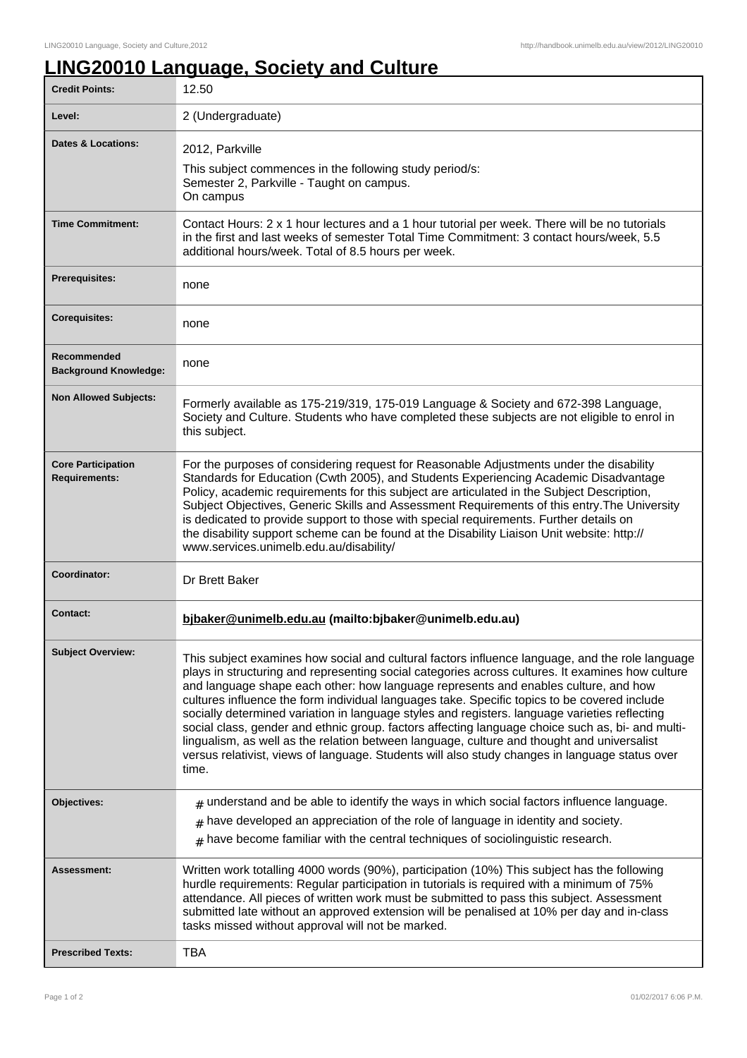# LING20010 Language, Society and Culture

| | |
|---|---|
| **Credit Points:** | 12.50 |
| **Level:** | 2 (Undergraduate) |
| **Dates & Locations:** | 2012, Parkville<br>This subject commences in the following study period/s:<br>Semester 2, Parkville - Taught on campus.<br>On campus |
| **Time Commitment:** | Contact Hours: 2 x 1 hour lectures and a 1 hour tutorial per week. There will be no tutorials in the first and last weeks of semester Total Time Commitment: 3 contact hours/week, 5.5 additional hours/week. Total of 8.5 hours per week. |
| **Prerequisites:** | none |
| **Corequisites:** | none |
| **Recommended Background Knowledge:** | none |
| **Non Allowed Subjects:** | Formerly available as 175-219/319, 175-019 Language & Society and 672-398 Language, Society and Culture. Students who have completed these subjects are not eligible to enrol in this subject. |
| **Core Participation Requirements:** | For the purposes of considering request for Reasonable Adjustments under the disability Standards for Education (Cwth 2005), and Students Experiencing Academic Disadvantage Policy, academic requirements for this subject are articulated in the Subject Description, Subject Objectives, Generic Skills and Assessment Requirements of this entry.The University is dedicated to provide support to those with special requirements. Further details on the disability support scheme can be found at the Disability Liaison Unit website: http://www.services.unimelb.edu.au/disability/ |
| **Coordinator:** | Dr Brett Baker |
| **Contact:** | **bjbaker@unimelb.edu.au (mailto:bjbaker@unimelb.edu.au)** |
| **Subject Overview:** | This subject examines how social and cultural factors influence language, and the role language plays in structuring and representing social categories across cultures. It examines how culture and language shape each other: how language represents and enables culture, and how cultures influence the form individual languages take. Specific topics to be covered include socially determined variation in language styles and registers. language varieties reflecting social class, gender and ethnic group. factors affecting language choice such as, bi- and multi-lingualism, as well as the relation between language, culture and thought and universalist versus relativist, views of language. Students will also study changes in language status over time. |
| **Objectives:** | # understand and be able to identify the ways in which social factors influence language.<br># have developed an appreciation of the role of language in identity and society.<br># have become familiar with the central techniques of sociolinguistic research. |
| **Assessment:** | Written work totalling 4000 words (90%), participation (10%) This subject has the following hurdle requirements: Regular participation in tutorials is required with a minimum of 75% attendance. All pieces of written work must be submitted to pass this subject. Assessment submitted late without an approved extension will be penalised at 10% per day and in-class tasks missed without approval will not be marked. |
| **Prescribed Texts:** | TBA |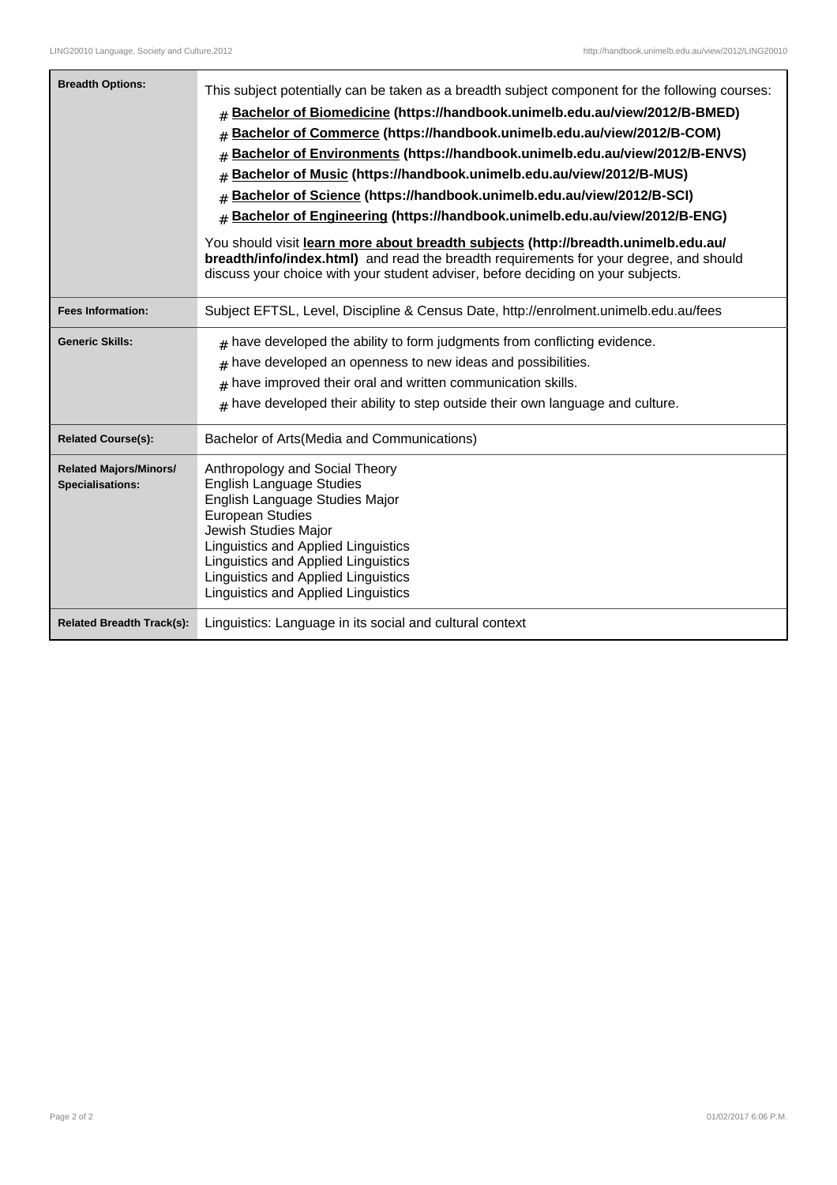| | |
|---|---|
| **Breadth Options:** | This subject potentially can be taken as a breadth subject component for the following courses:<br># **Bachelor of Biomedicine (https://handbook.unimelb.edu.au/view/2012/B-BMED)**<br># **Bachelor of Commerce (https://handbook.unimelb.edu.au/view/2012/B-COM)**<br># **Bachelor of Environments (https://handbook.unimelb.edu.au/view/2012/B-ENVS)**<br># **Bachelor of Music (https://handbook.unimelb.edu.au/view/2012/B-MUS)**<br># **Bachelor of Science (https://handbook.unimelb.edu.au/view/2012/B-SCI)**<br># **Bachelor of Engineering (https://handbook.unimelb.edu.au/view/2012/B-ENG)**<br><br>You should visit **learn more about breadth subjects (http://breadth.unimelb.edu.au/breadth/info/index.html)** and read the breadth requirements for your degree, and should discuss your choice with your student adviser, before deciding on your subjects. |
| **Fees Information:** | Subject EFTSL, Level, Discipline & Census Date, http://enrolment.unimelb.edu.au/fees |
| **Generic Skills:** | # have developed the ability to form judgments from conflicting evidence.<br># have developed an openness to new ideas and possibilities.<br># have improved their oral and written communication skills.<br># have developed their ability to step outside their own language and culture. |
| **Related Course(s):** | Bachelor of Arts(Media and Communications) |
| **Related Majors/Minors/ Specialisations:** | Anthropology and Social Theory<br>English Language Studies<br>English Language Studies Major<br>European Studies<br>Jewish Studies Major<br>Linguistics and Applied Linguistics<br>Linguistics and Applied Linguistics<br>Linguistics and Applied Linguistics<br>Linguistics and Applied Linguistics |
| **Related Breadth Track(s):** | Linguistics: Language in its social and cultural context |